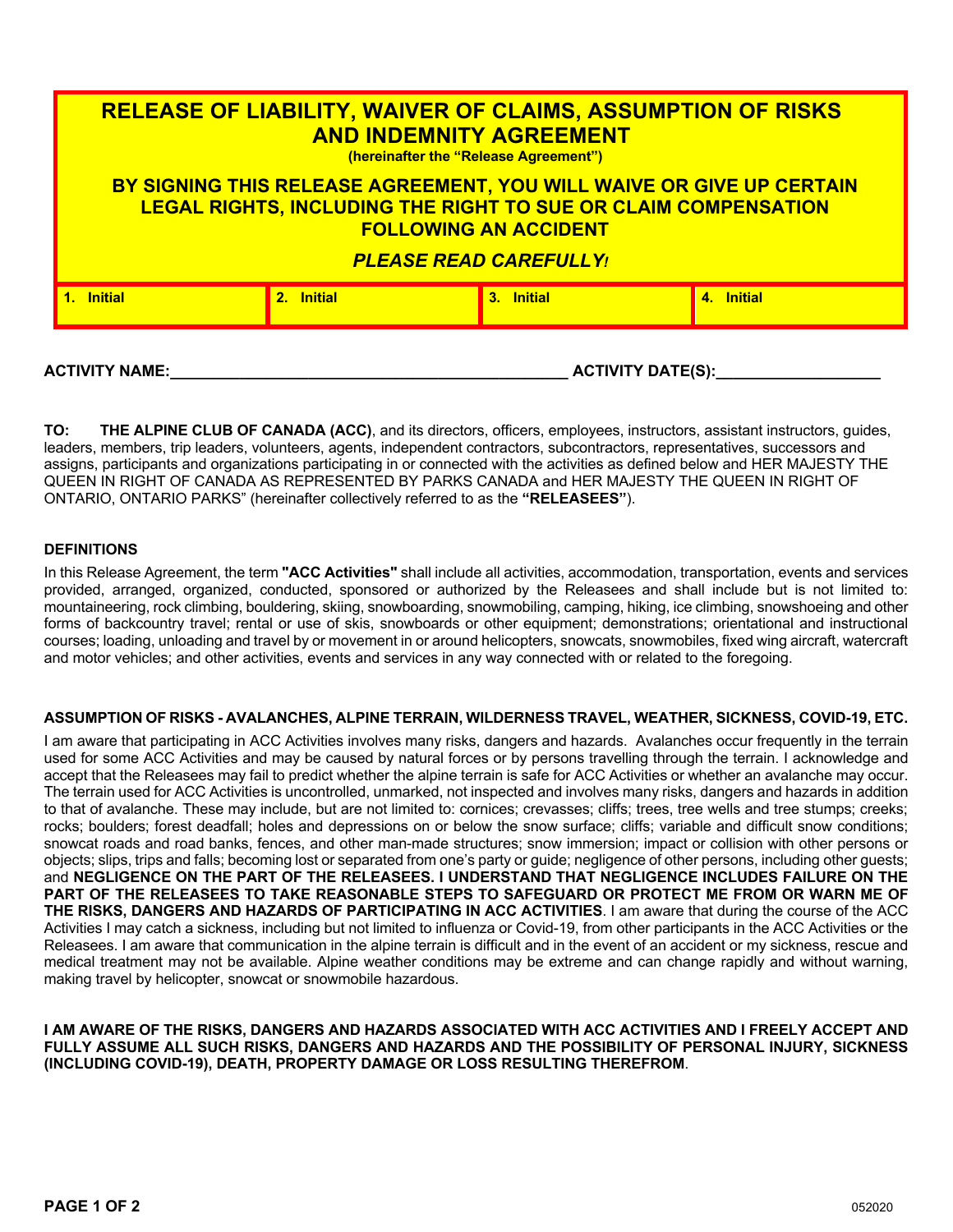# RELEASE OF LIABILITY, WAIVER OF CLAIMS, ASSUMPTION OF RISKS AND INDEMNITY AGREEMENT

**(hereinafter the "Release Agreement")**

## BY SIGNING THIS RELEASE AGREEMENT, YOU WILL WAIVE OR GIVE UP CERTAIN LEGAL RIGHTS, INCLUDING THE RIGHT TO SUE OR CLAIM COMPENSATION FOLLOWING AN ACCIDENT

***PLEASE READ CAREFULLY!***

| 1. Initial | 2. Initial | 3. Initial | 4. Initial |
|---|---|---|---|
| | | | |

**ACTIVITY NAME:**_______________________________________________ **ACTIVITY DATE(S):**___________________

**TO: THE ALPINE CLUB OF CANADA (ACC)**, and its directors, officers, employees, instructors, assistant instructors, guides, leaders, members, trip leaders, volunteers, agents, independent contractors, subcontractors, representatives, successors and assigns, participants and organizations participating in or connected with the activities as defined below and HER MAJESTY THE QUEEN IN RIGHT OF CANADA AS REPRESENTED BY PARKS CANADA and HER MAJESTY THE QUEEN IN RIGHT OF ONTARIO, ONTARIO PARKS" (hereinafter collectively referred to as the **"RELEASEES"**).

### DEFINITIONS

In this Release Agreement, the term **"ACC Activities"** shall include all activities, accommodation, transportation, events and services provided, arranged, organized, conducted, sponsored or authorized by the Releasees and shall include but is not limited to: mountaineering, rock climbing, bouldering, skiing, snowboarding, snowmobiling, camping, hiking, ice climbing, snowshoeing and other forms of backcountry travel; rental or use of skis, snowboards or other equipment; demonstrations; orientational and instructional courses; loading, unloading and travel by or movement in or around helicopters, snowcats, snowmobiles, fixed wing aircraft, watercraft and motor vehicles; and other activities, events and services in any way connected with or related to the foregoing.

### ASSUMPTION OF RISKS - AVALANCHES, ALPINE TERRAIN, WILDERNESS TRAVEL, WEATHER, SICKNESS, COVID-19, ETC.

I am aware that participating in ACC Activities involves many risks, dangers and hazards. Avalanches occur frequently in the terrain used for some ACC Activities and may be caused by natural forces or by persons travelling through the terrain. I acknowledge and accept that the Releasees may fail to predict whether the alpine terrain is safe for ACC Activities or whether an avalanche may occur. The terrain used for ACC Activities is uncontrolled, unmarked, not inspected and involves many risks, dangers and hazards in addition to that of avalanche. These may include, but are not limited to: cornices; crevasses; cliffs; trees, tree wells and tree stumps; creeks; rocks; boulders; forest deadfall; holes and depressions on or below the snow surface; cliffs; variable and difficult snow conditions; snowcat roads and road banks, fences, and other man-made structures; snow immersion; impact or collision with other persons or objects; slips, trips and falls; becoming lost or separated from one's party or guide; negligence of other persons, including other guests; and **NEGLIGENCE ON THE PART OF THE RELEASEES. I UNDERSTAND THAT NEGLIGENCE INCLUDES FAILURE ON THE PART OF THE RELEASEES TO TAKE REASONABLE STEPS TO SAFEGUARD OR PROTECT ME FROM OR WARN ME OF THE RISKS, DANGERS AND HAZARDS OF PARTICIPATING IN ACC ACTIVITIES**. I am aware that during the course of the ACC Activities I may catch a sickness, including but not limited to influenza or Covid-19, from other participants in the ACC Activities or the Releasees. I am aware that communication in the alpine terrain is difficult and in the event of an accident or my sickness, rescue and medical treatment may not be available. Alpine weather conditions may be extreme and can change rapidly and without warning, making travel by helicopter, snowcat or snowmobile hazardous.

**I AM AWARE OF THE RISKS, DANGERS AND HAZARDS ASSOCIATED WITH ACC ACTIVITIES AND I FREELY ACCEPT AND FULLY ASSUME ALL SUCH RISKS, DANGERS AND HAZARDS AND THE POSSIBILITY OF PERSONAL INJURY, SICKNESS (INCLUDING COVID-19), DEATH, PROPERTY DAMAGE OR LOSS RESULTING THEREFROM**.

052020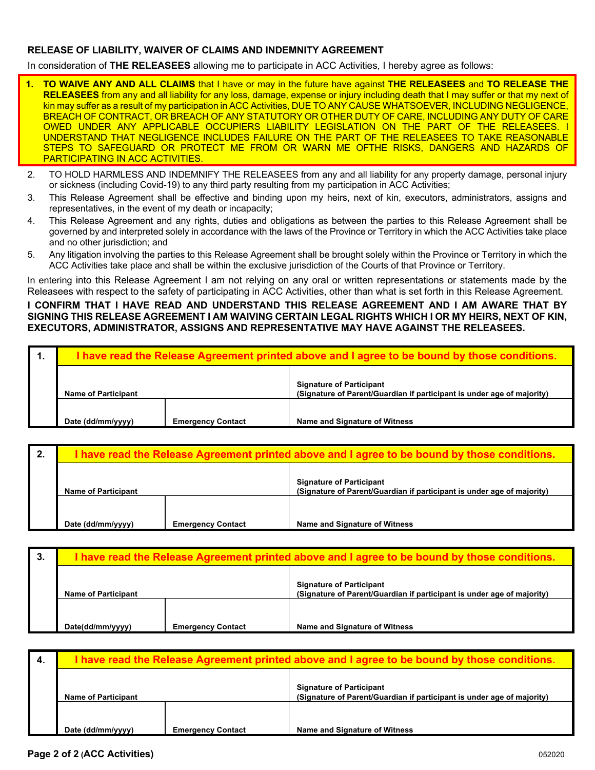**RELEASE OF LIABILITY, WAIVER OF CLAIMS AND INDEMNITY AGREEMENT**

In consideration of **THE RELEASEES** allowing me to participate in ACC Activities, I hereby agree as follows:

1. **TO WAIVE ANY AND ALL CLAIMS** that I have or may in the future have against **THE RELEASEES** and **TO RELEASE THE RELEASEES** from any and all liability for any loss, damage, expense or injury including death that I may suffer or that my next of kin may suffer as a result of my participation in ACC Activities, DUE TO ANY CAUSE WHATSOEVER, INCLUDING NEGLIGENCE, BREACH OF CONTRACT, OR BREACH OF ANY STATUTORY OR OTHER DUTY OF CARE, INCLUDING ANY DUTY OF CARE OWED UNDER ANY APPLICABLE OCCUPIERS LIABILITY LEGISLATION ON THE PART OF THE RELEASEES. I UNDERSTAND THAT NEGLIGENCE INCLUDES FAILURE ON THE PART OF THE RELEASEES TO TAKE REASONABLE STEPS TO SAFEGUARD OR PROTECT ME FROM OR WARN ME OFTHE RISKS, DANGERS AND HAZARDS OF PARTICIPATING IN ACC ACTIVITIES.
2. TO HOLD HARMLESS AND INDEMNIFY THE RELEASEES from any and all liability for any property damage, personal injury or sickness (including Covid-19) to any third party resulting from my participation in ACC Activities;
3. This Release Agreement shall be effective and binding upon my heirs, next of kin, executors, administrators, assigns and representatives, in the event of my death or incapacity;
4. This Release Agreement and any rights, duties and obligations as between the parties to this Release Agreement shall be governed by and interpreted solely in accordance with the laws of the Province or Territory in which the ACC Activities take place and no other jurisdiction; and
5. Any litigation involving the parties to this Release Agreement shall be brought solely within the Province or Territory in which the ACC Activities take place and shall be within the exclusive jurisdiction of the Courts of that Province or Territory.

In entering into this Release Agreement I am not relying on any oral or written representations or statements made by the Releasees with respect to the safety of participating in ACC Activities, other than what is set forth in this Release Agreement.

**I CONFIRM THAT I HAVE READ AND UNDERSTAND THIS RELEASE AGREEMENT AND I AM AWARE THAT BY SIGNING THIS RELEASE AGREEMENT I AM WAIVING CERTAIN LEGAL RIGHTS WHICH I OR MY HEIRS, NEXT OF KIN, EXECUTORS, ADMINISTRATOR, ASSIGNS AND REPRESENTATIVE MAY HAVE AGAINST THE RELEASEES.**

| 1. | **I have read the Release Agreement printed above and I agree to be bound by those conditions.** | | |
|---|---|---|---|
| | **Name of Participant** | | **Signature of Participant (Signature of Parent/Guardian if participant is under age of majority)** |
| | **Date (dd/mm/yyyy)** | **Emergency Contact** | **Name and Signature of Witness** |

| 2. | **I have read the Release Agreement printed above and I agree to be bound by those conditions.** | | |
|---|---|---|---|
| | **Name of Participant** | | **Signature of Participant (Signature of Parent/Guardian if participant is under age of majority)** |
| | **Date (dd/mm/yyyy)** | **Emergency Contact** | **Name and Signature of Witness** |

| 3. | **I have read the Release Agreement printed above and I agree to be bound by those conditions.** | | |
|---|---|---|---|
| | **Name of Participant** | | **Signature of Participant (Signature of Parent/Guardian if participant is under age of majority)** |
| | **Date(dd/mm/yyyy)** | **Emergency Contact** | **Name and Signature of Witness** |

| 4. | **I have read the Release Agreement printed above and I agree to be bound by those conditions.** | | |
|---|---|---|---|
| | **Name of Participant** | | **Signature of Participant (Signature of Parent/Guardian if participant is under age of majority)** |
| | **Date (dd/mm/yyyy)** | **Emergency Contact** | **Name and Signature of Witness** |

052020